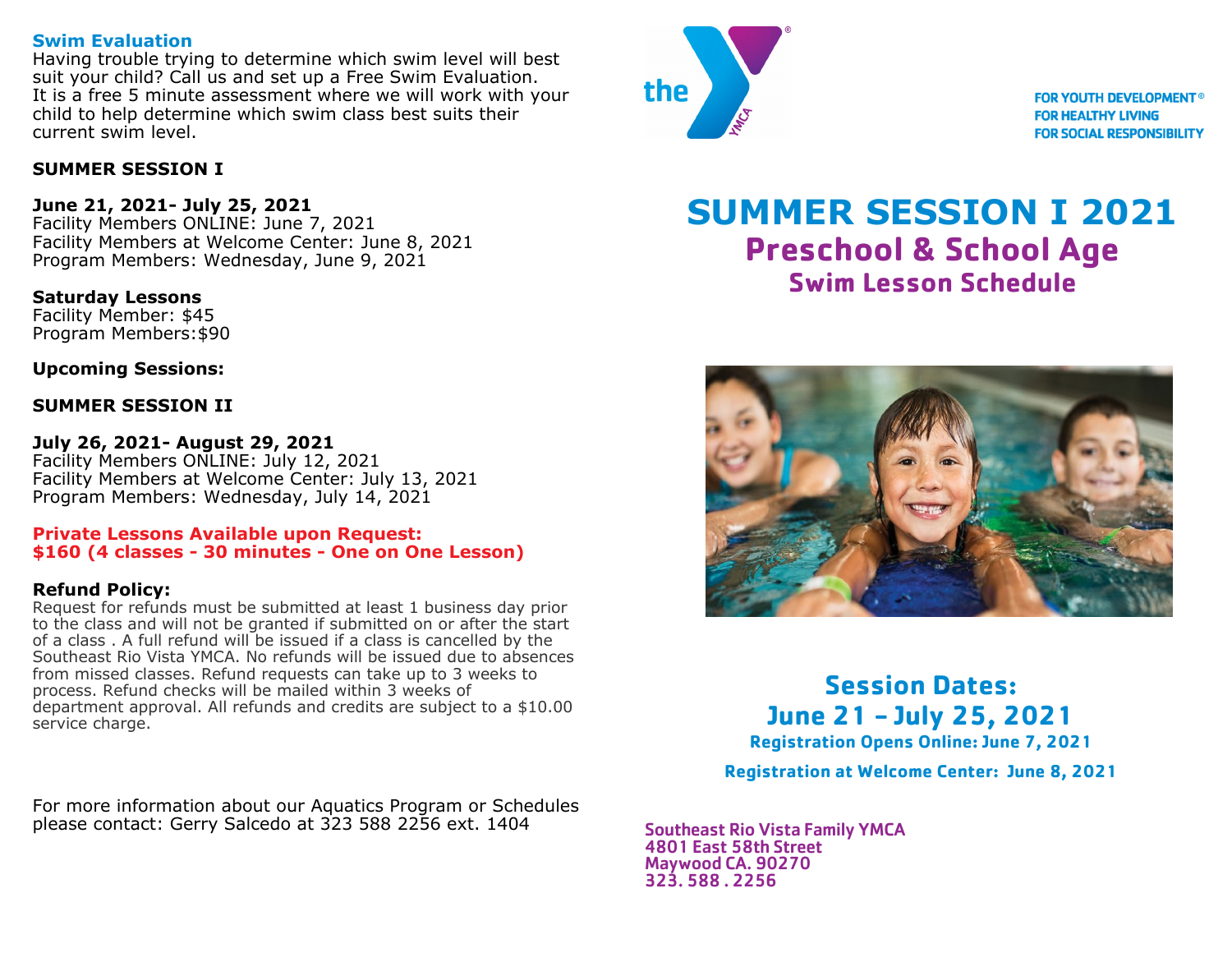## Swim Evaluation

Having trouble trying to determine which swim level will best suit your child? Call us and set up a Free Swim Evaluation. It is a free 5 minute assessment where we will work with your child to help determine which swim class best suits their current swim level.

**SUMMER SESSION I**

**June 21, 2021- July 25, 2021**
Facility Members ONLINE: June 7, 2021
Facility Members at Welcome Center: June 8, 2021
Program Members: Wednesday, June 9, 2021

**Saturday Lessons**
Facility Member: $45
Program Members:$90

**Upcoming Sessions:**

**SUMMER SESSION II**

**July 26, 2021- August 29, 2021**
Facility Members ONLINE: July 12, 2021
Facility Members at Welcome Center: July 13, 2021
Program Members: Wednesday, July 14, 2021

**Private Lessons Available upon Request:**
**$160 (4 classes - 30 minutes - One on One Lesson)**

**Refund Policy:**
Request for refunds must be submitted at least 1 business day prior to the class and will not be granted if submitted on or after the start of a class . A full refund will be issued if a class is cancelled by the Southeast Rio Vista YMCA. No refunds will be issued due to absences from missed classes. Refund requests can take up to 3 weeks to process. Refund checks will be mailed within 3 weeks of department approval. All refunds and credits are subject to a $10.00 service charge.

For more information about our Aquatics Program or Schedules please contact: Gerry Salcedo at 323 588 2256 ext. 1404

the YMCA

FOR YOUTH DEVELOPMENT®
FOR HEALTHY LIVING
FOR SOCIAL RESPONSIBILITY

# SUMMER SESSION I 2021

## Preschool & School Age

### Swim Lesson Schedule

## Session Dates:
## June 21 – July 25, 2021

**Registration Opens Online: June 7, 2021**

**Registration at Welcome Center: June 8, 2021**

**Southeast Rio Vista Family YMCA**
**4801 East 58th Street**
**Maywood CA. 90270**
**323. 588 . 2256**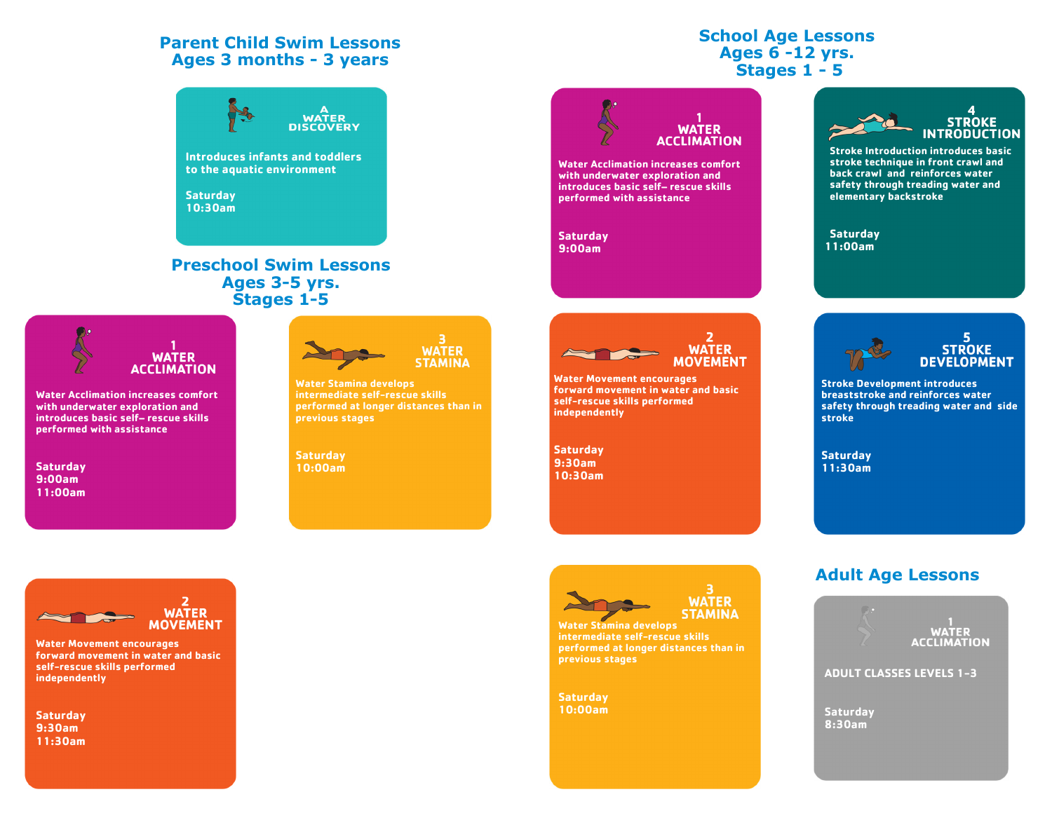## Parent Child Swim Lessons
## Ages 3 months - 3 years

### A WATER DISCOVERY

Introduces infants and toddlers to the aquatic environment

Saturday
10:30am

## Preschool Swim Lessons
## Ages 3-5 yrs.
## Stages 1-5

### 1 WATER ACCLIMATION

Water Acclimation increases comfort with underwater exploration and introduces basic self– rescue skills performed with assistance

Saturday
9:00am
11:00am

### 3 WATER STAMINA

Water Stamina develops intermediate self-rescue skills performed at longer distances than in previous stages

Saturday
10:00am

### 2 WATER MOVEMENT

Water Movement encourages forward movement in water and basic self-rescue skills performed independently

Saturday
9:30am
11:30am

## School Age Lessons
## Ages 6 -12 yrs.
## Stages 1 - 5

### 1 WATER ACCLIMATION

Water Acclimation increases comfort with underwater exploration and introduces basic self– rescue skills performed with assistance

Saturday
9:00am

### 4 STROKE INTRODUCTION

Stroke Introduction introduces basic stroke technique in front crawl and back crawl and reinforces water safety through treading water and elementary backstroke

Saturday
11:00am

### 2 WATER MOVEMENT

Water Movement encourages forward movement in water and basic self-rescue skills performed independently

Saturday
9:30am
10:30am

### 5 STROKE DEVELOPMENT

Stroke Development introduces breaststroke and reinforces water safety through treading water and side stroke

Saturday
11:30am

### 3 WATER STAMINA

Water Stamina develops intermediate self-rescue skills performed at longer distances than in previous stages

Saturday
10:00am

## Adult Age Lessons

### 1 WATER ACCLIMATION

ADULT CLASSES LEVELS 1-3

Saturday
8:30am